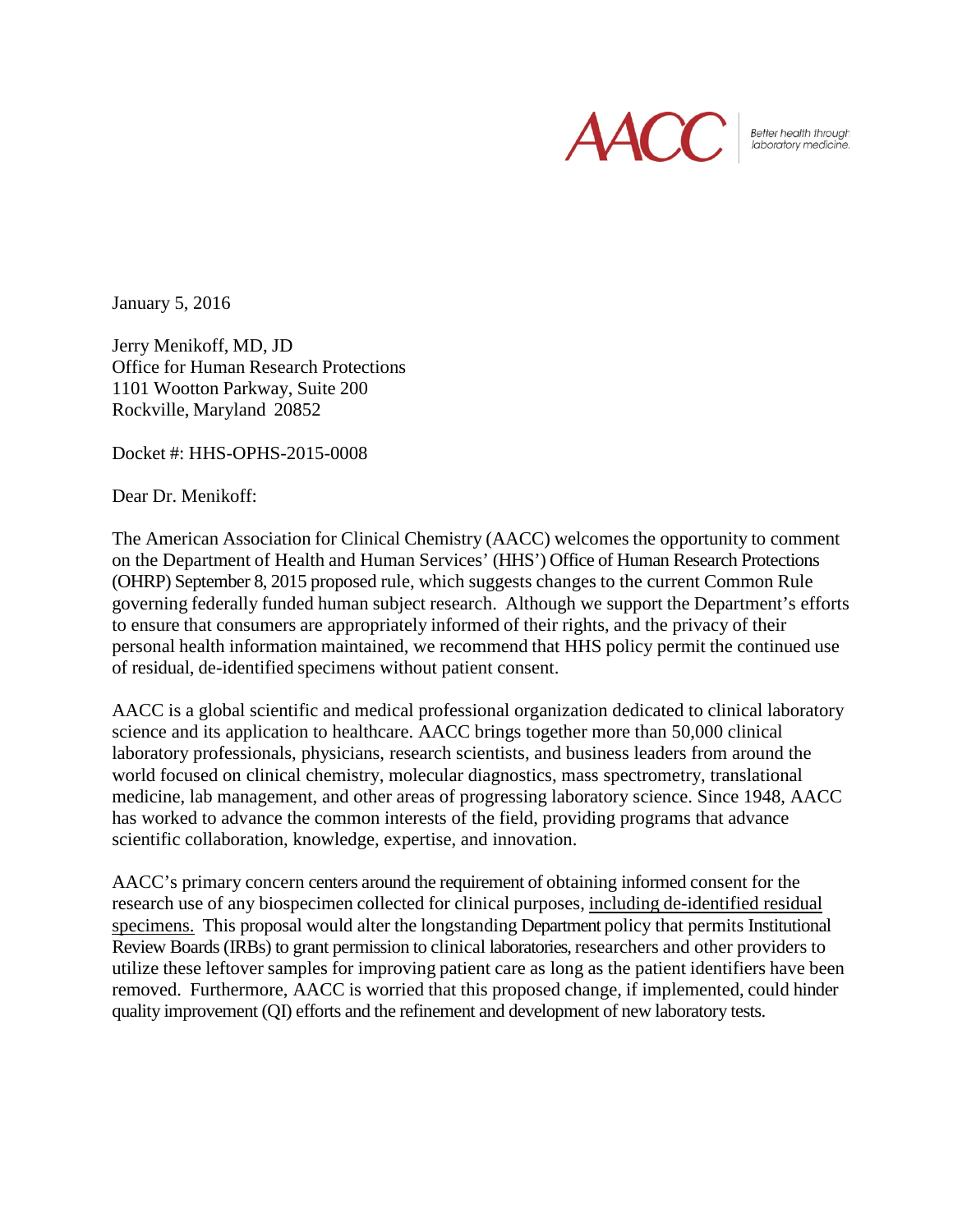AACC | Better health through laboratory medicine.

January 5, 2016

Jerry Menikoff, MD, JD
Office for Human Research Protections
1101 Wootton Parkway, Suite 200
Rockville, Maryland 20852

Docket #: HHS-OPHS-2015-0008

Dear Dr. Menikoff:

The American Association for Clinical Chemistry (AACC) welcomes the opportunity to comment on the Department of Health and Human Services' (HHS') Office of Human Research Protections (OHRP) September 8, 2015 proposed rule, which suggests changes to the current Common Rule governing federally funded human subject research. Although we support the Department's efforts to ensure that consumers are appropriately informed of their rights, and the privacy of their personal health information maintained, we recommend that HHS policy permit the continued use of residual, de-identified specimens without patient consent.

AACC is a global scientific and medical professional organization dedicated to clinical laboratory science and its application to healthcare. AACC brings together more than 50,000 clinical laboratory professionals, physicians, research scientists, and business leaders from around the world focused on clinical chemistry, molecular diagnostics, mass spectrometry, translational medicine, lab management, and other areas of progressing laboratory science. Since 1948, AACC has worked to advance the common interests of the field, providing programs that advance scientific collaboration, knowledge, expertise, and innovation.

AACC's primary concern centers around the requirement of obtaining informed consent for the research use of any biospecimen collected for clinical purposes, including de-identified residual specimens. This proposal would alter the longstanding Department policy that permits Institutional Review Boards (IRBs) to grant permission to clinical laboratories, researchers and other providers to utilize these leftover samples for improving patient care as long as the patient identifiers have been removed. Furthermore, AACC is worried that this proposed change, if implemented, could hinder quality improvement (QI) efforts and the refinement and development of new laboratory tests.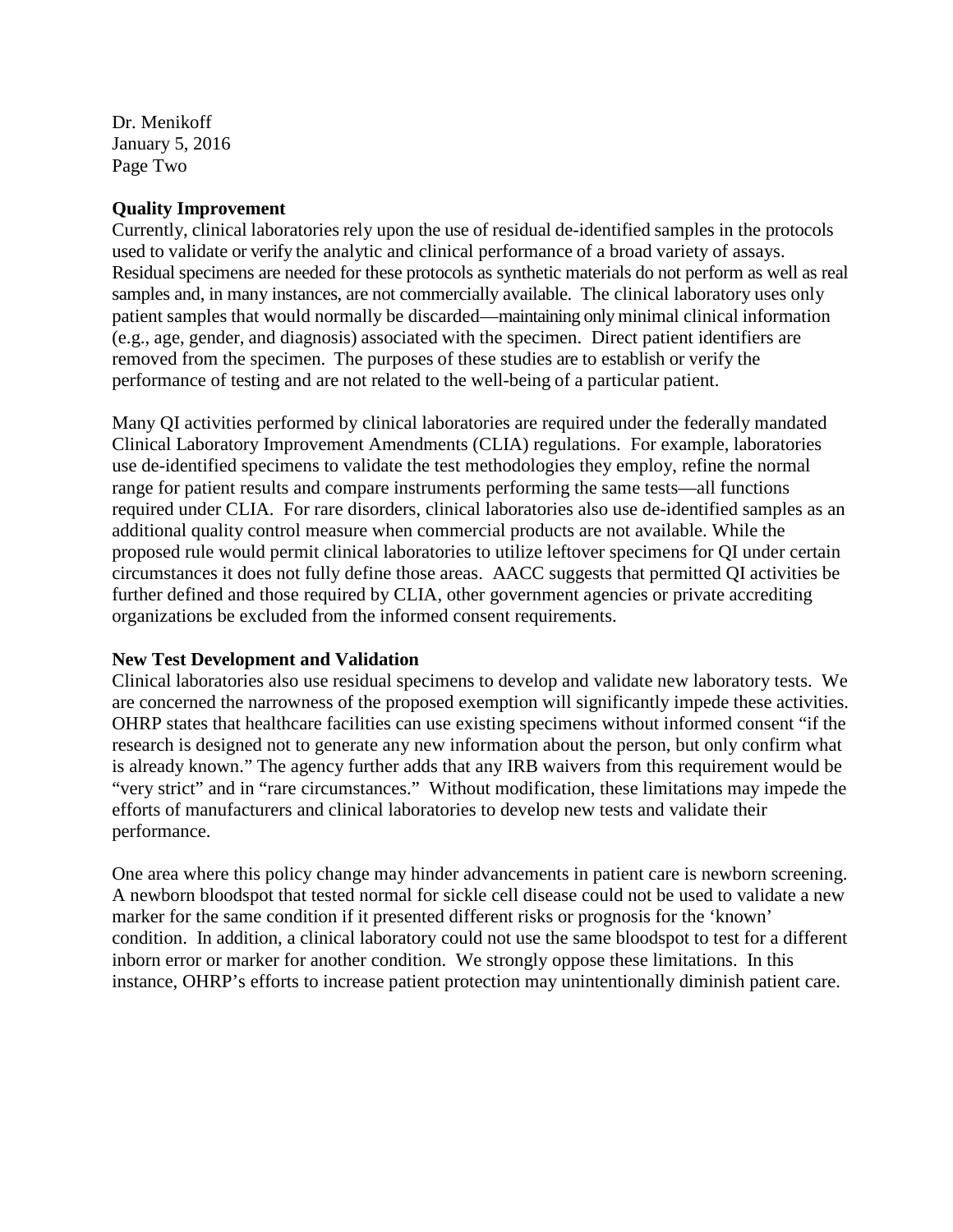**Quality Improvement**
Currently, clinical laboratories rely upon the use of residual de-identified samples in the protocols used to validate or verify the analytic and clinical performance of a broad variety of assays. Residual specimens are needed for these protocols as synthetic materials do not perform as well as real samples and, in many instances, are not commercially available. The clinical laboratory uses only patient samples that would normally be discarded—maintaining only minimal clinical information (e.g., age, gender, and diagnosis) associated with the specimen. Direct patient identifiers are removed from the specimen. The purposes of these studies are to establish or verify the performance of testing and are not related to the well-being of a particular patient.

Many QI activities performed by clinical laboratories are required under the federally mandated Clinical Laboratory Improvement Amendments (CLIA) regulations. For example, laboratories use de-identified specimens to validate the test methodologies they employ, refine the normal range for patient results and compare instruments performing the same tests—all functions required under CLIA. For rare disorders, clinical laboratories also use de-identified samples as an additional quality control measure when commercial products are not available. While the proposed rule would permit clinical laboratories to utilize leftover specimens for QI under certain circumstances it does not fully define those areas. AACC suggests that permitted QI activities be further defined and those required by CLIA, other government agencies or private accrediting organizations be excluded from the informed consent requirements.

**New Test Development and Validation**
Clinical laboratories also use residual specimens to develop and validate new laboratory tests. We are concerned the narrowness of the proposed exemption will significantly impede these activities. OHRP states that healthcare facilities can use existing specimens without informed consent "if the research is designed not to generate any new information about the person, but only confirm what is already known." The agency further adds that any IRB waivers from this requirement would be "very strict" and in "rare circumstances." Without modification, these limitations may impede the efforts of manufacturers and clinical laboratories to develop new tests and validate their performance.

One area where this policy change may hinder advancements in patient care is newborn screening. A newborn bloodspot that tested normal for sickle cell disease could not be used to validate a new marker for the same condition if it presented different risks or prognosis for the 'known' condition. In addition, a clinical laboratory could not use the same bloodspot to test for a different inborn error or marker for another condition. We strongly oppose these limitations. In this instance, OHRP's efforts to increase patient protection may unintentionally diminish patient care.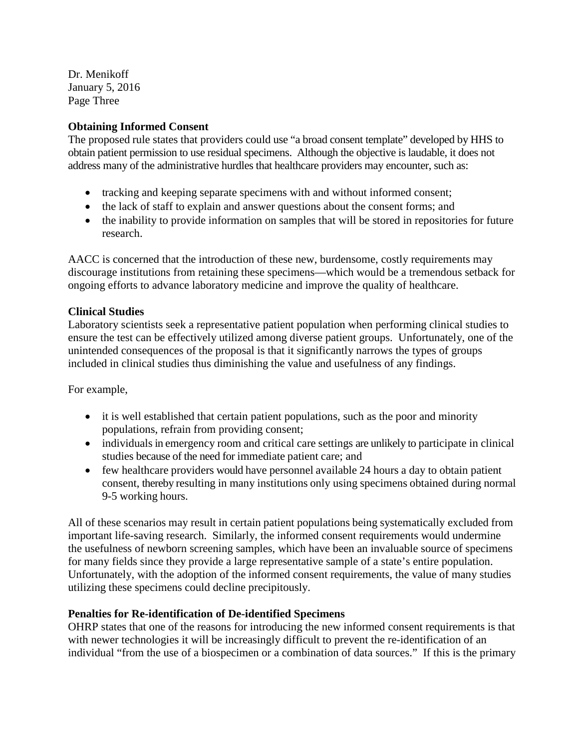### Obtaining Informed Consent

The proposed rule states that providers could use "a broad consent template" developed by HHS to obtain patient permission to use residual specimens. Although the objective is laudable, it does not address many of the administrative hurdles that healthcare providers may encounter, such as:

- tracking and keeping separate specimens with and without informed consent;
- the lack of staff to explain and answer questions about the consent forms; and
- the inability to provide information on samples that will be stored in repositories for future research.

AACC is concerned that the introduction of these new, burdensome, costly requirements may discourage institutions from retaining these specimens—which would be a tremendous setback for ongoing efforts to advance laboratory medicine and improve the quality of healthcare.

### Clinical Studies

Laboratory scientists seek a representative patient population when performing clinical studies to ensure the test can be effectively utilized among diverse patient groups. Unfortunately, one of the unintended consequences of the proposal is that it significantly narrows the types of groups included in clinical studies thus diminishing the value and usefulness of any findings.

For example,

- it is well established that certain patient populations, such as the poor and minority populations, refrain from providing consent;
- individuals in emergency room and critical care settings are unlikely to participate in clinical studies because of the need for immediate patient care; and
- few healthcare providers would have personnel available 24 hours a day to obtain patient consent, thereby resulting in many institutions only using specimens obtained during normal 9-5 working hours.

All of these scenarios may result in certain patient populations being systematically excluded from important life-saving research. Similarly, the informed consent requirements would undermine the usefulness of newborn screening samples, which have been an invaluable source of specimens for many fields since they provide a large representative sample of a state's entire population. Unfortunately, with the adoption of the informed consent requirements, the value of many studies utilizing these specimens could decline precipitously.

### Penalties for Re-identification of De-identified Specimens

OHRP states that one of the reasons for introducing the new informed consent requirements is that with newer technologies it will be increasingly difficult to prevent the re-identification of an individual "from the use of a biospecimen or a combination of data sources." If this is the primary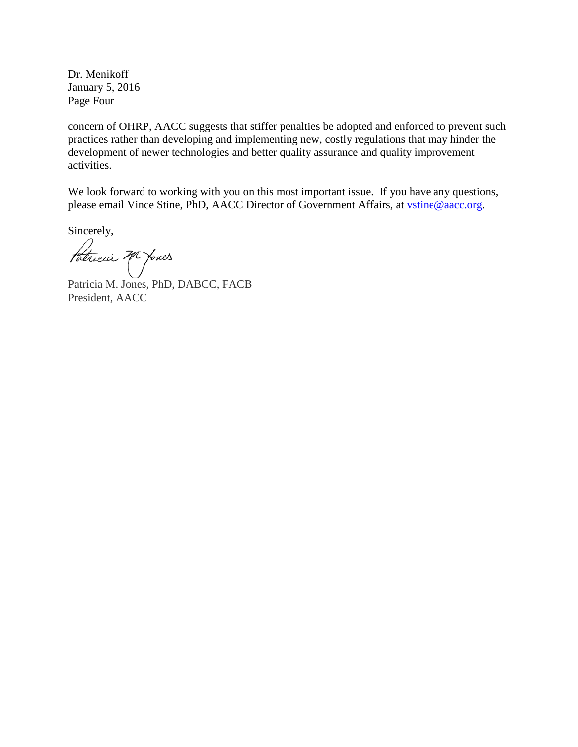concern of OHRP, AACC suggests that stiffer penalties be adopted and enforced to prevent such practices rather than developing and implementing new, costly regulations that may hinder the development of newer technologies and better quality assurance and quality improvement activities.

We look forward to working with you on this most important issue. If you have any questions, please email Vince Stine, PhD, AACC Director of Government Affairs, at vstine@aacc.org.

Sincerely,

Patricia M. Jones, PhD, DABCC, FACB
President, AACC